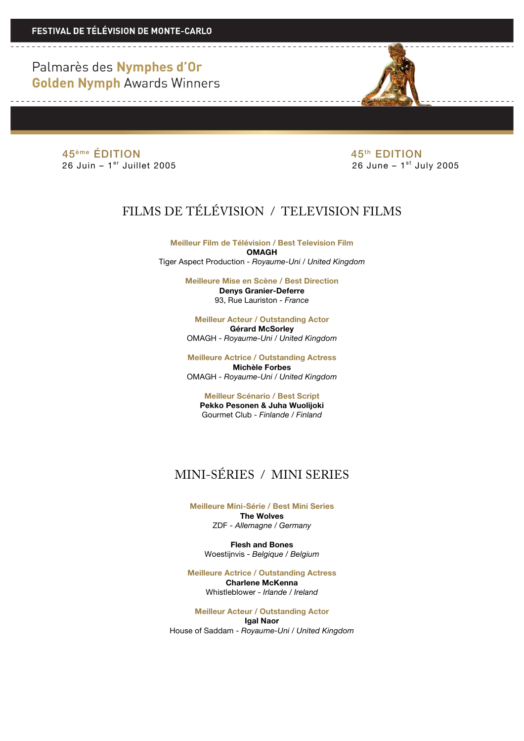**FESTIVAL DE TÉLÉVISION DE MONTE-CARLO**

# Palmarès des **Nymphes d'Or**
# **Golden Nymph** Awards Winners

45ème ÉDITION
26 Juin – 1er Juillet 2005

45th EDITION
26 June – 1st July 2005

## FILMS DE TÉLÉVISION / TELEVISION FILMS

**Meilleur Film de Télévision / Best Television Film**
**OMAGH**
Tiger Aspect Production - *Royaume-Uni / United Kingdom*

**Meilleure Mise en Scène / Best Direction**
**Denys Granier-Deferre**
93, Rue Lauriston - *France*

**Meilleur Acteur / Outstanding Actor**
**Gérard McSorley**
OMAGH - *Royaume-Uni / United Kingdom*

**Meilleure Actrice / Outstanding Actress**
**Michèle Forbes**
OMAGH - *Royaume-Uni / United Kingdom*

**Meilleur Scénario / Best Script**
**Pekko Pesonen & Juha Wuolijoki**
Gourmet Club - *Finlande / Finland*

## MINI-SÉRIES / MINI SERIES

**Meilleure Mini-Série / Best Mini Series**
**The Wolves**
ZDF - *Allemagne / Germany*

**Flesh and Bones**
Woestijnvis - *Belgique / Belgium*

**Meilleure Actrice / Outstanding Actress**
**Charlene McKenna**
Whistleblower - *Irlande / Ireland*

**Meilleur Acteur / Outstanding Actor**
**Igal Naor**
House of Saddam - *Royaume-Uni / United Kingdom*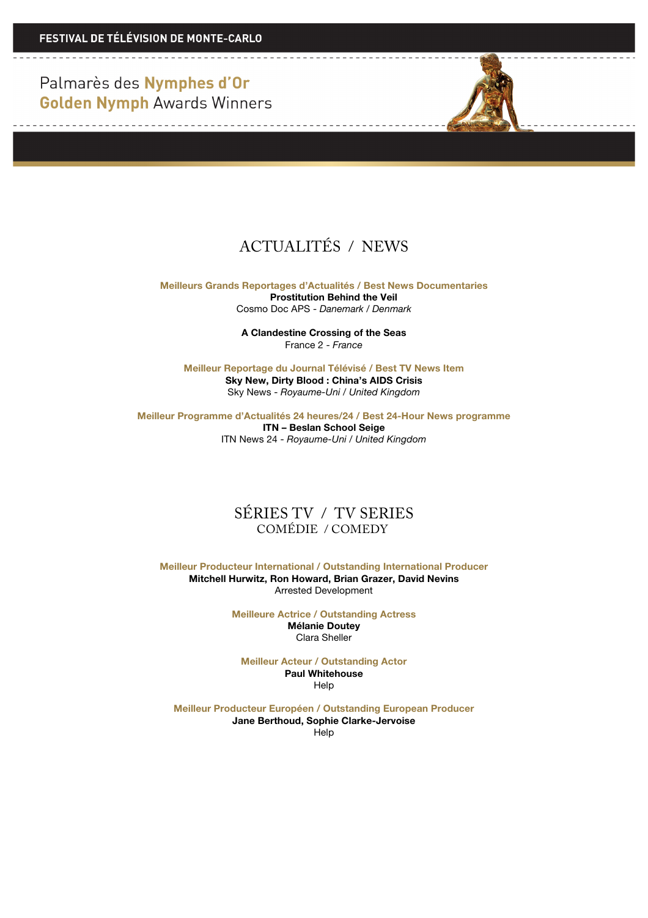FESTIVAL DE TÉLÉVISION DE MONTE-CARLO

Palmarès des **Nymphes d'Or**
**Golden Nymph** Awards Winners

# ACTUALITÉS / NEWS

**Meilleurs Grands Reportages d'Actualités / Best News Documentaries**

**Prostitution Behind the Veil**
Cosmo Doc APS - *Danemark / Denmark*

**A Clandestine Crossing of the Seas**
France 2 - *France*

**Meilleur Reportage du Journal Télévisé / Best TV News Item**

**Sky New, Dirty Blood : China's AIDS Crisis**
Sky News - *Royaume-Uni / United Kingdom*

**Meilleur Programme d'Actualités 24 heures/24 / Best 24-Hour News programme**

**ITN – Beslan School Seige**
ITN News 24 - *Royaume-Uni / United Kingdom*

# SÉRIES TV / TV SERIES

## COMÉDIE / COMEDY

**Meilleur Producteur International / Outstanding International Producer**

**Mitchell Hurwitz, Ron Howard, Brian Grazer, David Nevins**
Arrested Development

**Meilleure Actrice / Outstanding Actress**

**Mélanie Doutey**
Clara Sheller

**Meilleur Acteur / Outstanding Actor**

**Paul Whitehouse**
Help

**Meilleur Producteur Européen / Outstanding European Producer**

**Jane Berthoud, Sophie Clarke-Jervoise**
Help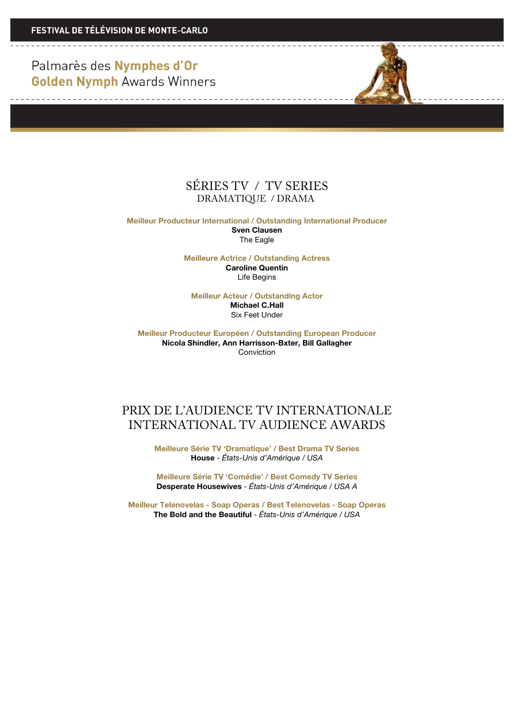FESTIVAL DE TÉLÉVISION DE MONTE-CARLO

Palmarès des **Nymphes d'Or**
**Golden Nymph** Awards Winners

## SÉRIES TV / TV SERIES
### DRAMATIQUE / DRAMA

**Meilleur Producteur International / Outstanding International Producer**
**Sven Clausen**
The Eagle

**Meilleure Actrice / Outstanding Actress**
**Caroline Quentin**
Life Begins

**Meilleur Acteur / Outstanding Actor**
**Michael C.Hall**
Six Feet Under

**Meilleur Producteur Européen / Outstanding European Producer**
**Nicola Shindler, Ann Harrisson-Bxter, Bill Gallagher**
Conviction

## PRIX DE L'AUDIENCE TV INTERNATIONALE
## INTERNATIONAL TV AUDIENCE AWARDS

**Meilleure Série TV 'Dramatique' / Best Drama TV Series**
**House** - *États-Unis d'Amérique / USA*

**Meilleure Série TV 'Comédie' / Best Comedy TV Series**
**Desperate Housewives** - *États-Unis d'Amérique / USA A*

**Meilleur Telenovelas - Soap Operas / Best Telenovelas - Soap Operas**
**The Bold and the Beautiful** - *États-Unis d'Amérique / USA*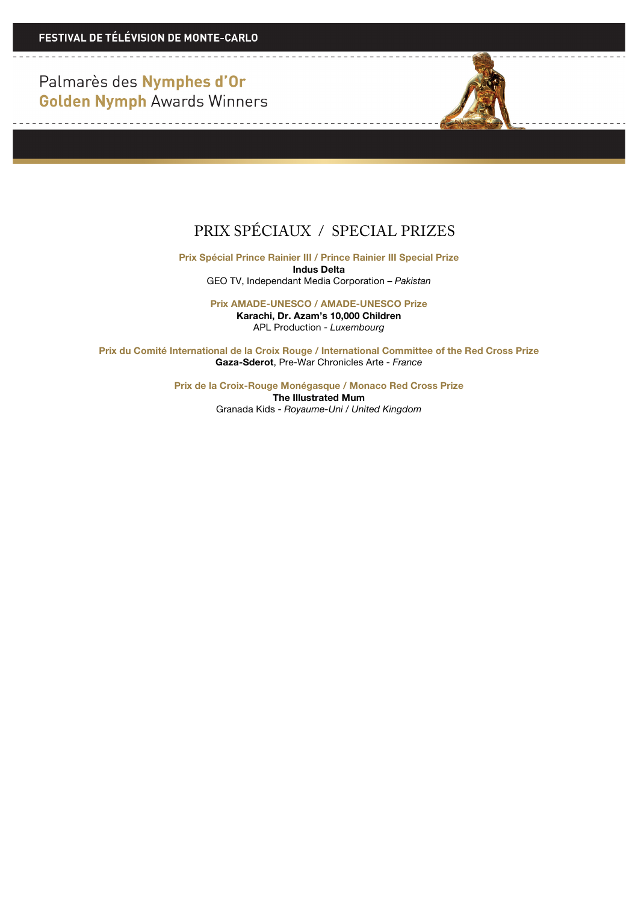FESTIVAL DE TÉLÉVISION DE MONTE-CARLO

Palmarès des **Nymphes d'Or**
**Golden Nymph** Awards Winners

## PRIX SPÉCIAUX / SPECIAL PRIZES

**Prix Spécial Prince Rainier III / Prince Rainier III Special Prize**
**Indus Delta**
GEO TV, Independant Media Corporation – *Pakistan*

**Prix AMADE-UNESCO / AMADE-UNESCO Prize**
**Karachi, Dr. Azam's 10,000 Children**
APL Production - *Luxembourg*

**Prix du Comité International de la Croix Rouge / International Committee of the Red Cross Prize**
**Gaza-Sderot**, Pre-War Chronicles Arte - *France*

**Prix de la Croix-Rouge Monégasque / Monaco Red Cross Prize**
**The Illustrated Mum**
Granada Kids - *Royaume-Uni* / *United Kingdom*